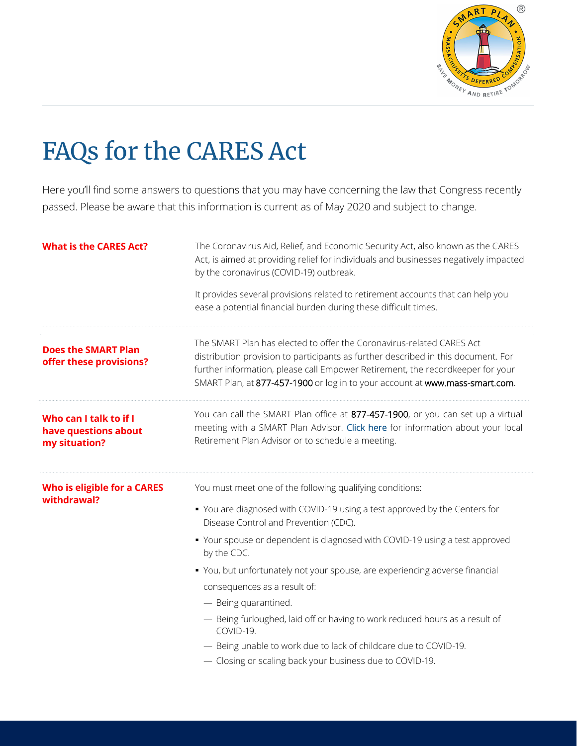# FAQs for the CARES Act

Here you'll find some answers to questions that you may have concerning the law that Congress recently passed. Please be aware that this information is current as of May 2020 and subject to change.

**What is the CARES Act?**

The Coronavirus Aid, Relief, and Economic Security Act, also known as the CARES Act, is aimed at providing relief for individuals and businesses negatively impacted by the coronavirus (COVID-19) outbreak.

It provides several provisions related to retirement accounts that can help you ease a potential financial burden during these difficult times.

**Does the SMART Plan offer these provisions?**

The SMART Plan has elected to offer the Coronavirus-related CARES Act distribution provision to participants as further described in this document. For further information, please call Empower Retirement, the recordkeeper for your SMART Plan, at 877-457-1900 or log in to your account at www.mass-smart.com.

**Who can I talk to if I have questions about my situation?**

You can call the SMART Plan office at 877-457-1900, or you can set up a virtual meeting with a SMART Plan Advisor. Click here for information about your local Retirement Plan Advisor or to schedule a meeting.

**Who is eligible for a CARES withdrawal?**

You must meet one of the following qualifying conditions:

- You are diagnosed with COVID-19 using a test approved by the Centers for Disease Control and Prevention (CDC).
- Your spouse or dependent is diagnosed with COVID-19 using a test approved by the CDC.
- You, but unfortunately not your spouse, are experiencing adverse financial consequences as a result of:
  - Being quarantined.
  - Being furloughed, laid off or having to work reduced hours as a result of COVID-19.
  - Being unable to work due to lack of childcare due to COVID-19.
  - Closing or scaling back your business due to COVID-19.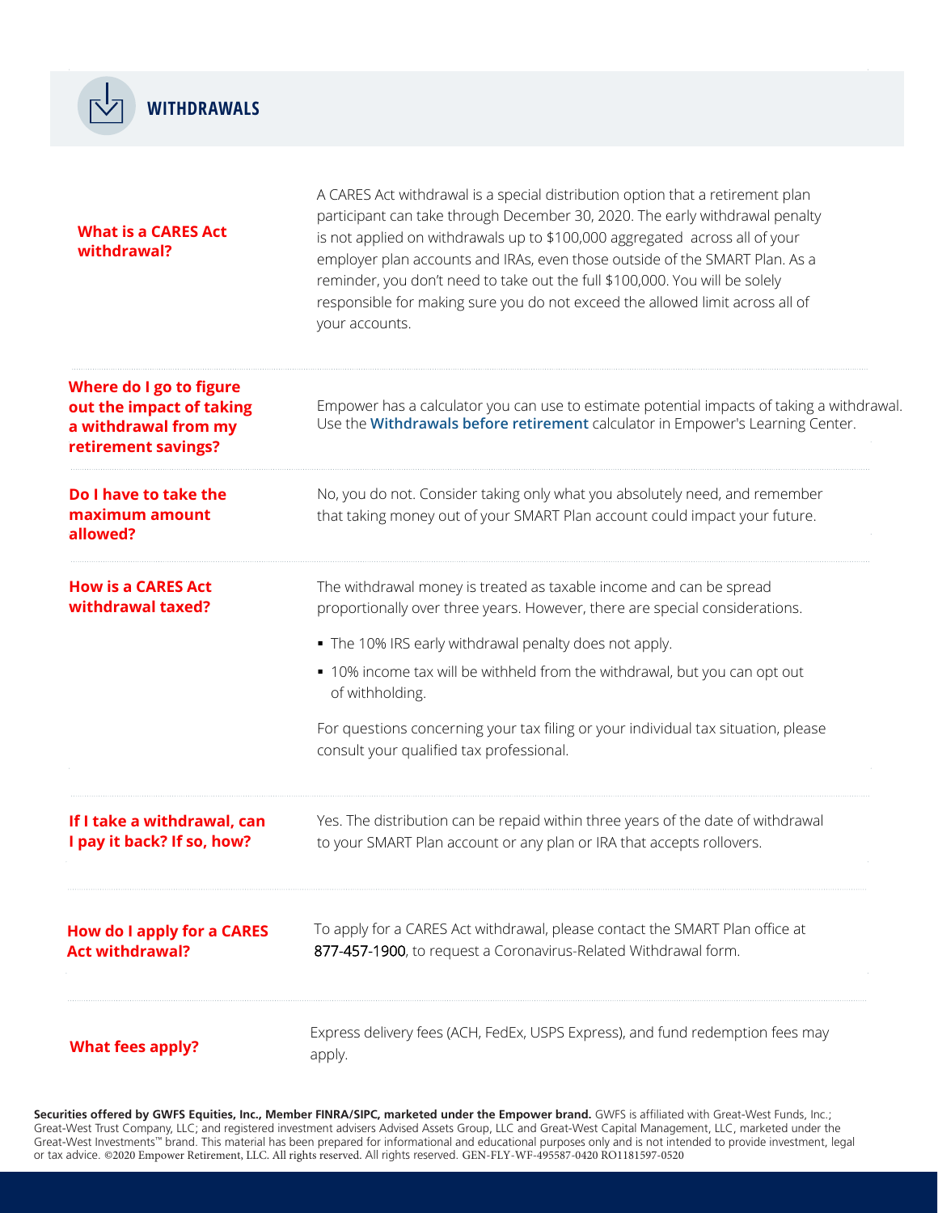## WITHDRAWALS

**What is a CARES Act withdrawal?**

A CARES Act withdrawal is a special distribution option that a retirement plan participant can take through December 30, 2020. The early withdrawal penalty is not applied on withdrawals up to $100,000 aggregated across all of your employer plan accounts and IRAs, even those outside of the SMART Plan. As a reminder, you don't need to take out the full $100,000. You will be solely responsible for making sure you do not exceed the allowed limit across all of your accounts.

**Where do I go to figure out the impact of taking a withdrawal from my retirement savings?**

Empower has a calculator you can use to estimate potential impacts of taking a withdrawal. Use the **Withdrawals before retirement** calculator in Empower's Learning Center.

**Do I have to take the maximum amount allowed?**

No, you do not. Consider taking only what you absolutely need, and remember that taking money out of your SMART Plan account could impact your future.

**How is a CARES Act withdrawal taxed?**

The withdrawal money is treated as taxable income and can be spread proportionally over three years. However, there are special considerations.

- The 10% IRS early withdrawal penalty does not apply.
- 10% income tax will be withheld from the withdrawal, but you can opt out of withholding.

For questions concerning your tax filing or your individual tax situation, please consult your qualified tax professional.

**If I take a withdrawal, can I pay it back? If so, how?**

Yes. The distribution can be repaid within three years of the date of withdrawal to your SMART Plan account or any plan or IRA that accepts rollovers.

**How do I apply for a CARES Act withdrawal?**

To apply for a CARES Act withdrawal, please contact the SMART Plan office at 877-457-1900, to request a Coronavirus-Related Withdrawal form.

**What fees apply?**

Express delivery fees (ACH, FedEx, USPS Express), and fund redemption fees may apply.

**Securities offered by GWFS Equities, Inc., Member FINRA/SIPC, marketed under the Empower brand.** GWFS is affiliated with Great-West Funds, Inc.; Great-West Trust Company, LLC; and registered investment advisers Advised Assets Group, LLC and Great-West Capital Management, LLC, marketed under the Great-West Investments™ brand. This material has been prepared for informational and educational purposes only and is not intended to provide investment, legal or tax advice. ©2020 Empower Retirement, LLC. All rights reserved. All rights reserved. GEN-FLY-WF-495587-0420 RO1181597-0520